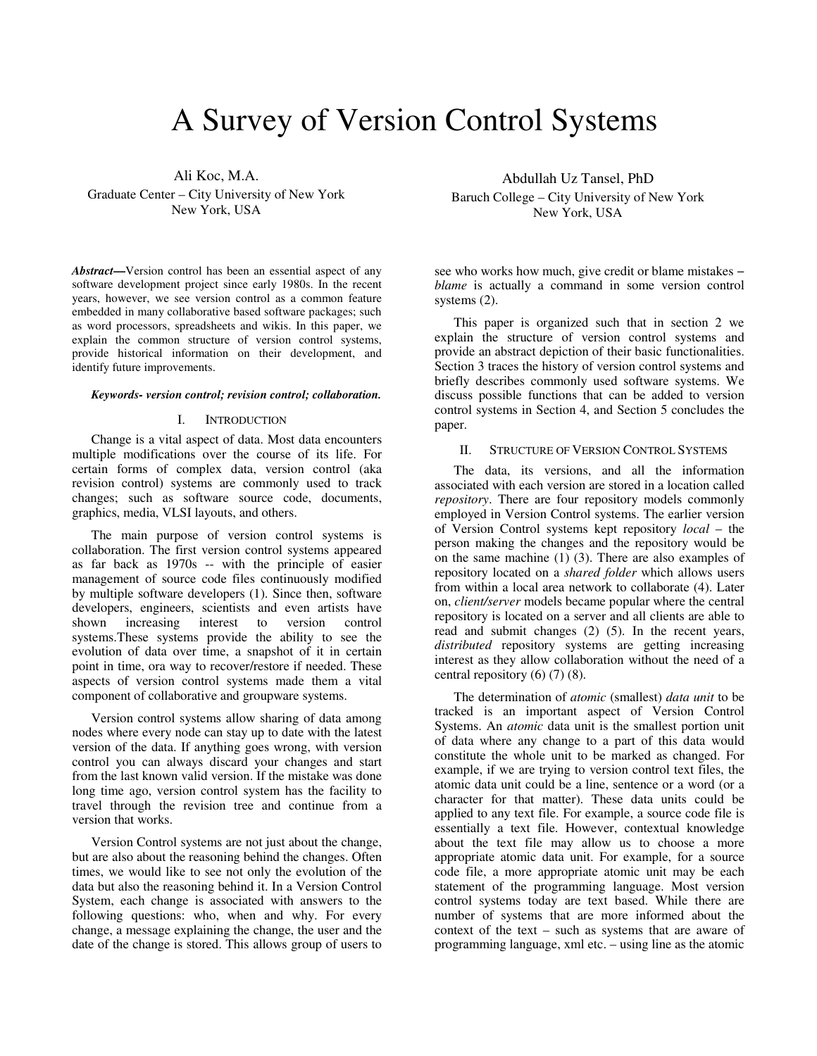# A Survey of Version Control Systems

Ali Koc, M.A.
Graduate Center – City University of New York
New York, USA

Abdullah Uz Tansel, PhD
Baruch College – City University of New York
New York, USA

***Abstract*—**Version control has been an essential aspect of any software development project since early 1980s. In the recent years, however, we see version control as a common feature embedded in many collaborative based software packages; such as word processors, spreadsheets and wikis. In this paper, we explain the common structure of version control systems, provide historical information on their development, and identify future improvements.

***Keywords- version control; revision control; collaboration.***

## I. Introduction

Change is a vital aspect of data. Most data encounters multiple modifications over the course of its life. For certain forms of complex data, version control (aka revision control) systems are commonly used to track changes; such as software source code, documents, graphics, media, VLSI layouts, and others.

The main purpose of version control systems is collaboration. The first version control systems appeared as far back as 1970s -- with the principle of easier management of source code files continuously modified by multiple software developers (1). Since then, software developers, engineers, scientists and even artists have shown increasing interest to version control systems.These systems provide the ability to see the evolution of data over time, a snapshot of it in certain point in time, ora way to recover/restore if needed. These aspects of version control systems made them a vital component of collaborative and groupware systems.

Version control systems allow sharing of data among nodes where every node can stay up to date with the latest version of the data. If anything goes wrong, with version control you can always discard your changes and start from the last known valid version. If the mistake was done long time ago, version control system has the facility to travel through the revision tree and continue from a version that works.

Version Control systems are not just about the change, but are also about the reasoning behind the changes. Often times, we would like to see not only the evolution of the data but also the reasoning behind it. In a Version Control System, each change is associated with answers to the following questions: who, when and why. For every change, a message explaining the change, the user and the date of the change is stored. This allows group of users to see who works how much, give credit or blame mistakes – *blame* is actually a command in some version control systems (2).

This paper is organized such that in section 2 we explain the structure of version control systems and provide an abstract depiction of their basic functionalities. Section 3 traces the history of version control systems and briefly describes commonly used software systems. We discuss possible functions that can be added to version control systems in Section 4, and Section 5 concludes the paper.

## II. Structure of Version Control Systems

The data, its versions, and all the information associated with each version are stored in a location called *repository*. There are four repository models commonly employed in Version Control systems. The earlier version of Version Control systems kept repository *local* – the person making the changes and the repository would be on the same machine (1) (3). There are also examples of repository located on a *shared folder* which allows users from within a local area network to collaborate (4). Later on, *client/server* models became popular where the central repository is located on a server and all clients are able to read and submit changes (2) (5). In the recent years, *distributed* repository systems are getting increasing interest as they allow collaboration without the need of a central repository (6) (7) (8).

The determination of *atomic* (smallest) *data unit* to be tracked is an important aspect of Version Control Systems. An *atomic* data unit is the smallest portion unit of data where any change to a part of this data would constitute the whole unit to be marked as changed. For example, if we are trying to version control text files, the atomic data unit could be a line, sentence or a word (or a character for that matter). These data units could be applied to any text file. For example, a source code file is essentially a text file. However, contextual knowledge about the text file may allow us to choose a more appropriate atomic data unit. For example, for a source code file, a more appropriate atomic unit may be each statement of the programming language. Most version control systems today are text based. While there are number of systems that are more informed about the context of the text – such as systems that are aware of programming language, xml etc. – using line as the atomic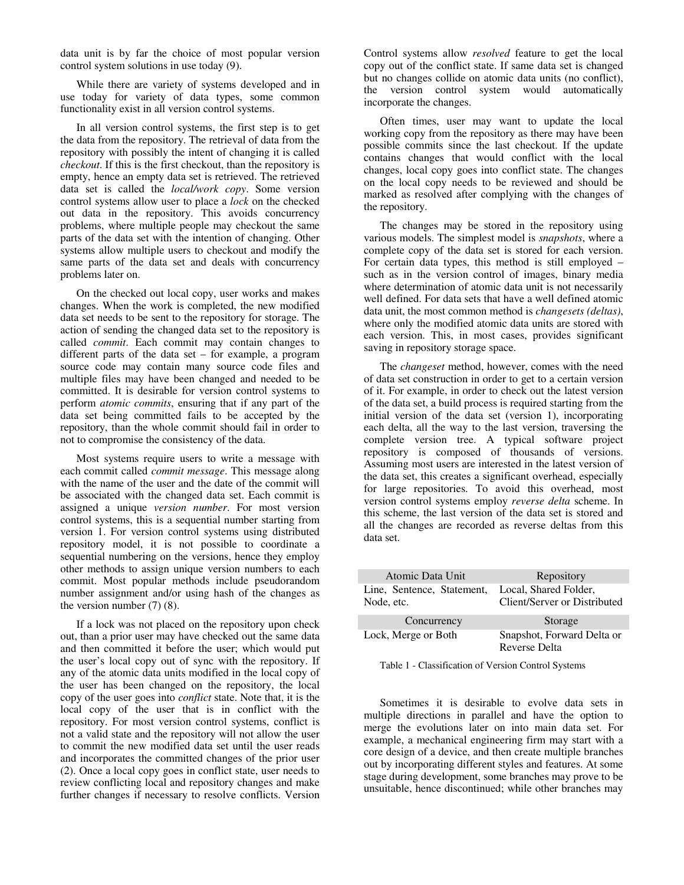data unit is by far the choice of most popular version control system solutions in use today (9).

While there are variety of systems developed and in use today for variety of data types, some common functionality exist in all version control systems.

In all version control systems, the first step is to get the data from the repository. The retrieval of data from the repository with possibly the intent of changing it is called *checkout*. If this is the first checkout, than the repository is empty, hence an empty data set is retrieved. The retrieved data set is called the *local/work copy*. Some version control systems allow user to place a *lock* on the checked out data in the repository. This avoids concurrency problems, where multiple people may checkout the same parts of the data set with the intention of changing. Other systems allow multiple users to checkout and modify the same parts of the data set and deals with concurrency problems later on.

On the checked out local copy, user works and makes changes. When the work is completed, the new modified data set needs to be sent to the repository for storage. The action of sending the changed data set to the repository is called *commit*. Each commit may contain changes to different parts of the data set – for example, a program source code may contain many source code files and multiple files may have been changed and needed to be committed. It is desirable for version control systems to perform *atomic commits*, ensuring that if any part of the data set being committed fails to be accepted by the repository, than the whole commit should fail in order to not to compromise the consistency of the data.

Most systems require users to write a message with each commit called *commit message*. This message along with the name of the user and the date of the commit will be associated with the changed data set. Each commit is assigned a unique *version number*. For most version control systems, this is a sequential number starting from version 1. For version control systems using distributed repository model, it is not possible to coordinate a sequential numbering on the versions, hence they employ other methods to assign unique version numbers to each commit. Most popular methods include pseudorandom number assignment and/or using hash of the changes as the version number (7) (8).

If a lock was not placed on the repository upon check out, than a prior user may have checked out the same data and then committed it before the user; which would put the user's local copy out of sync with the repository. If any of the atomic data units modified in the local copy of the user has been changed on the repository, the local copy of the user goes into *conflict* state. Note that, it is the local copy of the user that is in conflict with the repository. For most version control systems, conflict is not a valid state and the repository will not allow the user to commit the new modified data set until the user reads and incorporates the committed changes of the prior user (2). Once a local copy goes in conflict state, user needs to review conflicting local and repository changes and make further changes if necessary to resolve conflicts. Version Control systems allow *resolved* feature to get the local copy out of the conflict state. If same data set is changed but no changes collide on atomic data units (no conflict), the version control system would automatically incorporate the changes.

Often times, user may want to update the local working copy from the repository as there may have been possible commits since the last checkout. If the update contains changes that would conflict with the local changes, local copy goes into conflict state. The changes on the local copy needs to be reviewed and should be marked as resolved after complying with the changes of the repository.

The changes may be stored in the repository using various models. The simplest model is *snapshots*, where a complete copy of the data set is stored for each version. For certain data types, this method is still employed – such as in the version control of images, binary media where determination of atomic data unit is not necessarily well defined. For data sets that have a well defined atomic data unit, the most common method is *changesets (deltas)*, where only the modified atomic data units are stored with each version. This, in most cases, provides significant saving in repository storage space.

The *changeset* method, however, comes with the need of data set construction in order to get to a certain version of it. For example, in order to check out the latest version of the data set, a build process is required starting from the initial version of the data set (version 1), incorporating each delta, all the way to the last version, traversing the complete version tree. A typical software project repository is composed of thousands of versions. Assuming most users are interested in the latest version of the data set, this creates a significant overhead, especially for large repositories. To avoid this overhead, most version control systems employ *reverse delta* scheme. In this scheme, the last version of the data set is stored and all the changes are recorded as reverse deltas from this data set.

| Atomic Data Unit | Repository |
|---|---|
| Line, Sentence, Statement, Node, etc. | Local, Shared Folder, Client/Server or Distributed |
| **Concurrency** | **Storage** |
| Lock, Merge or Both | Snapshot, Forward Delta or Reverse Delta |

Table 1 - Classification of Version Control Systems

Sometimes it is desirable to evolve data sets in multiple directions in parallel and have the option to merge the evolutions later on into main data set. For example, a mechanical engineering firm may start with a core design of a device, and then create multiple branches out by incorporating different styles and features. At some stage during development, some branches may prove to be unsuitable, hence discontinued; while other branches may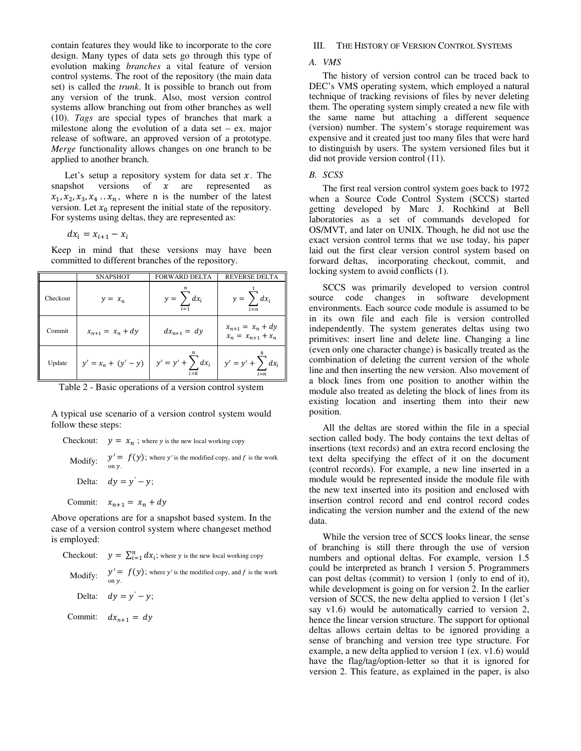contain features they would like to incorporate to the core design. Many types of data sets go through this type of evolution making *branches* a vital feature of version control systems. The root of the repository (the main data set) is called the *trunk*. It is possible to branch out from any version of the trunk. Also, most version control systems allow branching out from other branches as well (10). *Tags* are special types of branches that mark a milestone along the evolution of a data set – ex. major release of software, an approved version of a prototype. *Merge* functionality allows changes on one branch to be applied to another branch.

Let's setup a repository system for data set $x$. The snapshot versions of $x$ are represented as $x_1, x_2, x_3, x_4 .. x_n$, where n is the number of the latest version. Let $x_0$ represent the initial state of the repository. For systems using deltas, they are represented as:

$$dx_i = x_{i+1} - x_i$$

Keep in mind that these versions may have been committed to different branches of the repository.

| | SNAPSHOT | FORWARD DELTA | REVERSE DELTA |
|---|---|---|---|
| Checkout | $y = x_n$ | $y = \sum_{i=1}^{n} dx_i$ | $y = \sum_{i=n}^{1} dx_i$ |
| Commit | $x_{n+1} = x_n + dy$ | $dx_{n+1} = dy$ | $x_{n+1} = x_n + dy$ <br> $x_n = x_{n+1} + x_n$ |
| Update | $y' = x_n + (y' - y)$ | $y' = y' + \sum_{i=k}^{n} dx_i$ | $y' = y' + \sum_{i=n}^{k} dx_i$ |

Table 2 - Basic operations of a version control system

A typical use scenario of a version control system would follow these steps:

Checkout: $y = x_n$ ; where $y$ is the new local working copy

Modify: $y' = f(y)$; where $y'$ is the modified copy, and $f$ is the work on $y$.

Delta: $dy = y' - y$;

Commit: $x_{n+1} = x_n + dy$

Above operations are for a snapshot based system. In the case of a version control system where changeset method is employed:

Checkout: $y = \sum_{i=1}^{n} dx_i$; where $y$ is the new local working copy

Modify: $y' = f(y)$; where $y'$ is the modified copy, and $f$ is the work on $y$.

Delta: $dy = y' - y$;

Commit: $dx_{n+1} = dy$

## III. The History of Version Control Systems

### A. VMS

The history of version control can be traced back to DEC's VMS operating system, which employed a natural technique of tracking revisions of files by never deleting them. The operating system simply created a new file with the same name but attaching a different sequence (version) number. The system's storage requirement was expensive and it created just too many files that were hard to distinguish by users. The system versioned files but it did not provide version control (11).

### B. SCSS

The first real version control system goes back to 1972 when a Source Code Control System (SCCS) started getting developed by Marc J. Rochkind at Bell laboratories as a set of commands developed for OS/MVT, and later on UNIX. Though, he did not use the exact version control terms that we use today, his paper laid out the first clear version control system based on forward deltas, incorporating checkout, commit, and locking system to avoid conflicts (1).

SCCS was primarily developed to version control source code changes in software development environments. Each source code module is assumed to be in its own file and each file is version controlled independently. The system generates deltas using two primitives: insert line and delete line. Changing a line (even only one character change) is basically treated as the combination of deleting the current version of the whole line and then inserting the new version. Also movement of a block lines from one position to another within the module also treated as deleting the block of lines from its existing location and inserting them into their new position.

All the deltas are stored within the file in a special section called body. The body contains the text deltas of insertions (text records) and an extra record enclosing the text delta specifying the effect of it on the document (control records). For example, a new line inserted in a module would be represented inside the module file with the new text inserted into its position and enclosed with insertion control record and end control record codes indicating the version number and the extend of the new data.

While the version tree of SCCS looks linear, the sense of branching is still there through the use of version numbers and optional deltas. For example, version 1.5 could be interpreted as branch 1 version 5. Programmers can post deltas (commit) to version 1 (only to end of it), while development is going on for version 2. In the earlier version of SCCS, the new delta applied to version 1 (let's say v1.6) would be automatically carried to version 2, hence the linear version structure. The support for optional deltas allows certain deltas to be ignored providing a sense of branching and version tree type structure. For example, a new delta applied to version 1 (ex. v1.6) would have the flag/tag/option-letter so that it is ignored for version 2. This feature, as explained in the paper, is also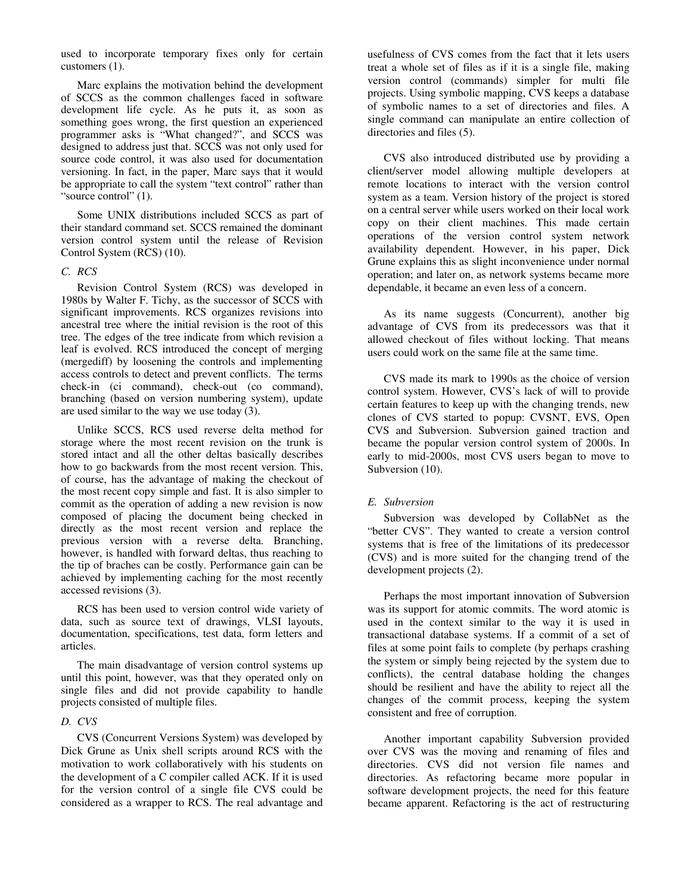used to incorporate temporary fixes only for certain customers (1).

Marc explains the motivation behind the development of SCCS as the common challenges faced in software development life cycle. As he puts it, as soon as something goes wrong, the first question an experienced programmer asks is "What changed?", and SCCS was designed to address just that. SCCS was not only used for source code control, it was also used for documentation versioning. In fact, in the paper, Marc says that it would be appropriate to call the system "text control" rather than "source control" (1).

Some UNIX distributions included SCCS as part of their standard command set. SCCS remained the dominant version control system until the release of Revision Control System (RCS) (10).

### *C. RCS*

Revision Control System (RCS) was developed in 1980s by Walter F. Tichy, as the successor of SCCS with significant improvements. RCS organizes revisions into ancestral tree where the initial revision is the root of this tree. The edges of the tree indicate from which revision a leaf is evolved. RCS introduced the concept of merging (mergediff) by loosening the controls and implementing access controls to detect and prevent conflicts. The terms check-in (ci command), check-out (co command), branching (based on version numbering system), update are used similar to the way we use today (3).

Unlike SCCS, RCS used reverse delta method for storage where the most recent revision on the trunk is stored intact and all the other deltas basically describes how to go backwards from the most recent version. This, of course, has the advantage of making the checkout of the most recent copy simple and fast. It is also simpler to commit as the operation of adding a new revision is now composed of placing the document being checked in directly as the most recent version and replace the previous version with a reverse delta. Branching, however, is handled with forward deltas, thus reaching to the tip of braches can be costly. Performance gain can be achieved by implementing caching for the most recently accessed revisions (3).

RCS has been used to version control wide variety of data, such as source text of drawings, VLSI layouts, documentation, specifications, test data, form letters and articles.

The main disadvantage of version control systems up until this point, however, was that they operated only on single files and did not provide capability to handle projects consisted of multiple files.

### *D. CVS*

CVS (Concurrent Versions System) was developed by Dick Grune as Unix shell scripts around RCS with the motivation to work collaboratively with his students on the development of a C compiler called ACK. If it is used for the version control of a single file CVS could be considered as a wrapper to RCS. The real advantage and usefulness of CVS comes from the fact that it lets users treat a whole set of files as if it is a single file, making version control (commands) simpler for multi file projects. Using symbolic mapping, CVS keeps a database of symbolic names to a set of directories and files. A single command can manipulate an entire collection of directories and files (5).

CVS also introduced distributed use by providing a client/server model allowing multiple developers at remote locations to interact with the version control system as a team. Version history of the project is stored on a central server while users worked on their local work copy on their client machines. This made certain operations of the version control system network availability dependent. However, in his paper, Dick Grune explains this as slight inconvenience under normal operation; and later on, as network systems became more dependable, it became an even less of a concern.

As its name suggests (Concurrent), another big advantage of CVS from its predecessors was that it allowed checkout of files without locking. That means users could work on the same file at the same time.

CVS made its mark to 1990s as the choice of version control system. However, CVS's lack of will to provide certain features to keep up with the changing trends, new clones of CVS started to popup: CVSNT, EVS, Open CVS and Subversion. Subversion gained traction and became the popular version control system of 2000s. In early to mid-2000s, most CVS users began to move to Subversion (10).

### *E. Subversion*

Subversion was developed by CollabNet as the "better CVS". They wanted to create a version control systems that is free of the limitations of its predecessor (CVS) and is more suited for the changing trend of the development projects (2).

Perhaps the most important innovation of Subversion was its support for atomic commits. The word atomic is used in the context similar to the way it is used in transactional database systems. If a commit of a set of files at some point fails to complete (by perhaps crashing the system or simply being rejected by the system due to conflicts), the central database holding the changes should be resilient and have the ability to reject all the changes of the commit process, keeping the system consistent and free of corruption.

Another important capability Subversion provided over CVS was the moving and renaming of files and directories. CVS did not version file names and directories. As refactoring became more popular in software development projects, the need for this feature became apparent. Refactoring is the act of restructuring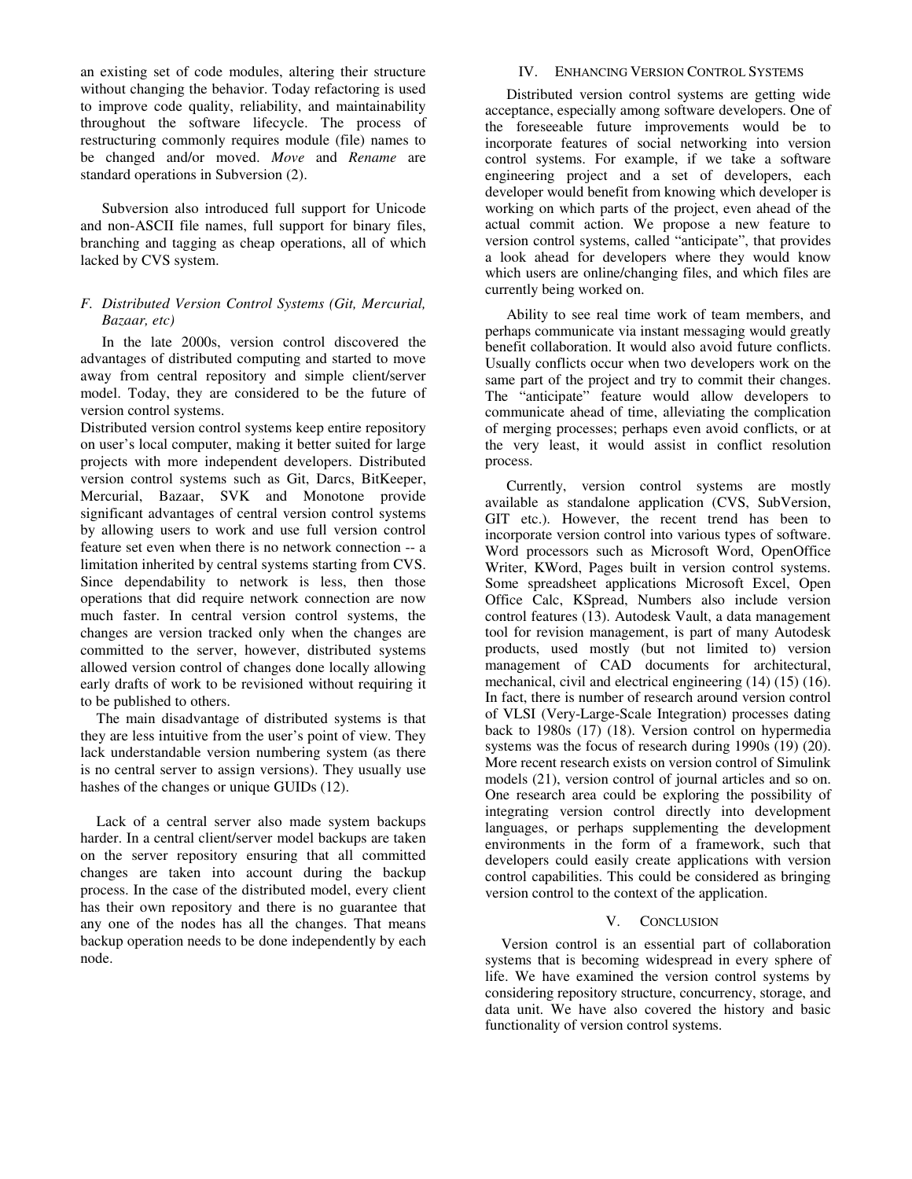an existing set of code modules, altering their structure without changing the behavior. Today refactoring is used to improve code quality, reliability, and maintainability throughout the software lifecycle. The process of restructuring commonly requires module (file) names to be changed and/or moved. *Move* and *Rename* are standard operations in Subversion (2).

Subversion also introduced full support for Unicode and non-ASCII file names, full support for binary files, branching and tagging as cheap operations, all of which lacked by CVS system.

### *F. Distributed Version Control Systems (Git, Mercurial, Bazaar, etc)*

In the late 2000s, version control discovered the advantages of distributed computing and started to move away from central repository and simple client/server model. Today, they are considered to be the future of version control systems.

Distributed version control systems keep entire repository on user's local computer, making it better suited for large projects with more independent developers. Distributed version control systems such as Git, Darcs, BitKeeper, Mercurial, Bazaar, SVK and Monotone provide significant advantages of central version control systems by allowing users to work and use full version control feature set even when there is no network connection -- a limitation inherited by central systems starting from CVS. Since dependability to network is less, then those operations that did require network connection are now much faster. In central version control systems, the changes are version tracked only when the changes are committed to the server, however, distributed systems allowed version control of changes done locally allowing early drafts of work to be revisioned without requiring it to be published to others.

The main disadvantage of distributed systems is that they are less intuitive from the user's point of view. They lack understandable version numbering system (as there is no central server to assign versions). They usually use hashes of the changes or unique GUIDs (12).

Lack of a central server also made system backups harder. In a central client/server model backups are taken on the server repository ensuring that all committed changes are taken into account during the backup process. In the case of the distributed model, every client has their own repository and there is no guarantee that any one of the nodes has all the changes. That means backup operation needs to be done independently by each node.

## IV. Enhancing Version Control Systems

Distributed version control systems are getting wide acceptance, especially among software developers. One of the foreseeable future improvements would be to incorporate features of social networking into version control systems. For example, if we take a software engineering project and a set of developers, each developer would benefit from knowing which developer is working on which parts of the project, even ahead of the actual commit action. We propose a new feature to version control systems, called "anticipate", that provides a look ahead for developers where they would know which users are online/changing files, and which files are currently being worked on.

Ability to see real time work of team members, and perhaps communicate via instant messaging would greatly benefit collaboration. It would also avoid future conflicts. Usually conflicts occur when two developers work on the same part of the project and try to commit their changes. The "anticipate" feature would allow developers to communicate ahead of time, alleviating the complication of merging processes; perhaps even avoid conflicts, or at the very least, it would assist in conflict resolution process.

Currently, version control systems are mostly available as standalone application (CVS, SubVersion, GIT etc.). However, the recent trend has been to incorporate version control into various types of software. Word processors such as Microsoft Word, OpenOffice Writer, KWord, Pages built in version control systems. Some spreadsheet applications Microsoft Excel, Open Office Calc, KSpread, Numbers also include version control features (13). Autodesk Vault, a data management tool for revision management, is part of many Autodesk products, used mostly (but not limited to) version management of CAD documents for architectural, mechanical, civil and electrical engineering (14) (15) (16). In fact, there is number of research around version control of VLSI (Very-Large-Scale Integration) processes dating back to 1980s (17) (18). Version control on hypermedia systems was the focus of research during 1990s (19) (20). More recent research exists on version control of Simulink models (21), version control of journal articles and so on. One research area could be exploring the possibility of integrating version control directly into development languages, or perhaps supplementing the development environments in the form of a framework, such that developers could easily create applications with version control capabilities. This could be considered as bringing version control to the context of the application.

## V. Conclusion

Version control is an essential part of collaboration systems that is becoming widespread in every sphere of life. We have examined the version control systems by considering repository structure, concurrency, storage, and data unit. We have also covered the history and basic functionality of version control systems.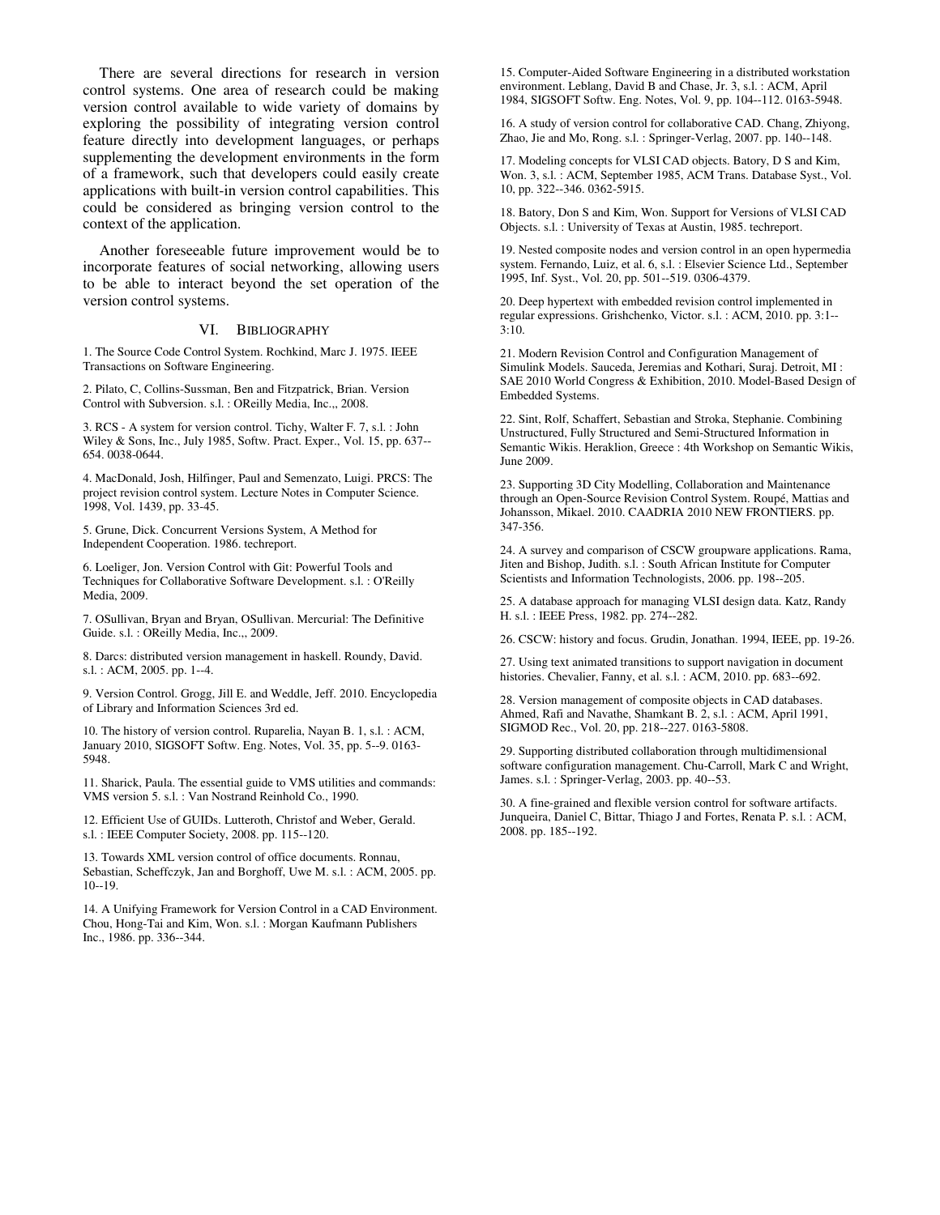There are several directions for research in version control systems. One area of research could be making version control available to wide variety of domains by exploring the possibility of integrating version control feature directly into development languages, or perhaps supplementing the development environments in the form of a framework, such that developers could easily create applications with built-in version control capabilities. This could be considered as bringing version control to the context of the application.

Another foreseeable future improvement would be to incorporate features of social networking, allowing users to be able to interact beyond the set operation of the version control systems.

## VI. BIBLIOGRAPHY

1. The Source Code Control System. Rochkind, Marc J. 1975. IEEE Transactions on Software Engineering.

2. Pilato, C, Collins-Sussman, Ben and Fitzpatrick, Brian. Version Control with Subversion. s.l. : OReilly Media, Inc.,, 2008.

3. RCS - A system for version control. Tichy, Walter F. 7, s.l. : John Wiley & Sons, Inc., July 1985, Softw. Pract. Exper., Vol. 15, pp. 637--654. 0038-0644.

4. MacDonald, Josh, Hilfinger, Paul and Semenzato, Luigi. PRCS: The project revision control system. Lecture Notes in Computer Science. 1998, Vol. 1439, pp. 33-45.

5. Grune, Dick. Concurrent Versions System, A Method for Independent Cooperation. 1986. techreport.

6. Loeliger, Jon. Version Control with Git: Powerful Tools and Techniques for Collaborative Software Development. s.l. : O'Reilly Media, 2009.

7. OSullivan, Bryan and Bryan, OSullivan. Mercurial: The Definitive Guide. s.l. : OReilly Media, Inc.,, 2009.

8. Darcs: distributed version management in haskell. Roundy, David. s.l. : ACM, 2005. pp. 1--4.

9. Version Control. Grogg, Jill E. and Weddle, Jeff. 2010. Encyclopedia of Library and Information Sciences 3rd ed.

10. The history of version control. Ruparelia, Nayan B. 1, s.l. : ACM, January 2010, SIGSOFT Softw. Eng. Notes, Vol. 35, pp. 5--9. 0163-5948.

11. Sharick, Paula. The essential guide to VMS utilities and commands: VMS version 5. s.l. : Van Nostrand Reinhold Co., 1990.

12. Efficient Use of GUIDs. Lutteroth, Christof and Weber, Gerald. s.l. : IEEE Computer Society, 2008. pp. 115--120.

13. Towards XML version control of office documents. Ronnau, Sebastian, Scheffczyk, Jan and Borghoff, Uwe M. s.l. : ACM, 2005. pp. 10--19.

14. A Unifying Framework for Version Control in a CAD Environment. Chou, Hong-Tai and Kim, Won. s.l. : Morgan Kaufmann Publishers Inc., 1986. pp. 336--344.

15. Computer-Aided Software Engineering in a distributed workstation environment. Leblang, David B and Chase, Jr. 3, s.l. : ACM, April 1984, SIGSOFT Softw. Eng. Notes, Vol. 9, pp. 104--112. 0163-5948.

16. A study of version control for collaborative CAD. Chang, Zhiyong, Zhao, Jie and Mo, Rong. s.l. : Springer-Verlag, 2007. pp. 140--148.

17. Modeling concepts for VLSI CAD objects. Batory, D S and Kim, Won. 3, s.l. : ACM, September 1985, ACM Trans. Database Syst., Vol. 10, pp. 322--346. 0362-5915.

18. Batory, Don S and Kim, Won. Support for Versions of VLSI CAD Objects. s.l. : University of Texas at Austin, 1985. techreport.

19. Nested composite nodes and version control in an open hypermedia system. Fernando, Luiz, et al. 6, s.l. : Elsevier Science Ltd., September 1995, Inf. Syst., Vol. 20, pp. 501--519. 0306-4379.

20. Deep hypertext with embedded revision control implemented in regular expressions. Grishchenko, Victor. s.l. : ACM, 2010. pp. 3:1--3:10.

21. Modern Revision Control and Configuration Management of Simulink Models. Sauceda, Jeremias and Kothari, Suraj. Detroit, MI : SAE 2010 World Congress & Exhibition, 2010. Model-Based Design of Embedded Systems.

22. Sint, Rolf, Schaffert, Sebastian and Stroka, Stephanie. Combining Unstructured, Fully Structured and Semi-Structured Information in Semantic Wikis. Heraklion, Greece : 4th Workshop on Semantic Wikis, June 2009.

23. Supporting 3D City Modelling, Collaboration and Maintenance through an Open-Source Revision Control System. Roupé, Mattias and Johansson, Mikael. 2010. CAADRIA 2010 NEW FRONTIERS. pp. 347-356.

24. A survey and comparison of CSCW groupware applications. Rama, Jiten and Bishop, Judith. s.l. : South African Institute for Computer Scientists and Information Technologists, 2006. pp. 198--205.

25. A database approach for managing VLSI design data. Katz, Randy H. s.l. : IEEE Press, 1982. pp. 274--282.

26. CSCW: history and focus. Grudin, Jonathan. 1994, IEEE, pp. 19-26.

27. Using text animated transitions to support navigation in document histories. Chevalier, Fanny, et al. s.l. : ACM, 2010. pp. 683--692.

28. Version management of composite objects in CAD databases. Ahmed, Rafi and Navathe, Shamkant B. 2, s.l. : ACM, April 1991, SIGMOD Rec., Vol. 20, pp. 218--227. 0163-5808.

29. Supporting distributed collaboration through multidimensional software configuration management. Chu-Carroll, Mark C and Wright, James. s.l. : Springer-Verlag, 2003. pp. 40--53.

30. A fine-grained and flexible version control for software artifacts. Junqueira, Daniel C, Bittar, Thiago J and Fortes, Renata P. s.l. : ACM, 2008. pp. 185--192.